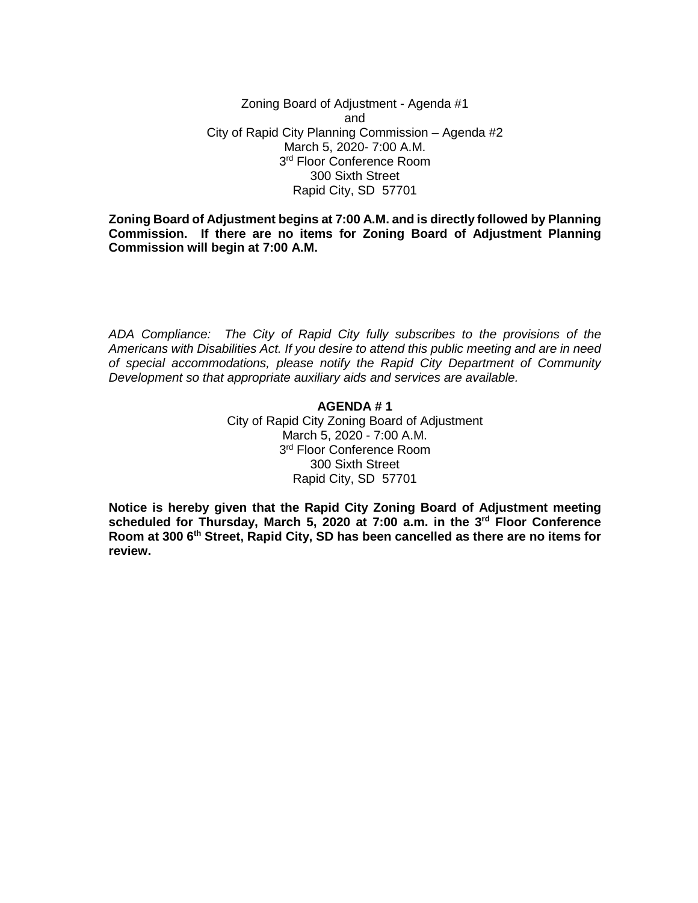Zoning Board of Adjustment - Agenda #1
and
City of Rapid City Planning Commission – Agenda #2
March 5, 2020- 7:00 A.M.
3rd Floor Conference Room
300 Sixth Street
Rapid City, SD 57701

**Zoning Board of Adjustment begins at 7:00 A.M. and is directly followed by Planning Commission. If there are no items for Zoning Board of Adjustment Planning Commission will begin at 7:00 A.M.**

*ADA Compliance: The City of Rapid City fully subscribes to the provisions of the Americans with Disabilities Act. If you desire to attend this public meeting and are in need of special accommodations, please notify the Rapid City Department of Community Development so that appropriate auxiliary aids and services are available.*

**AGENDA # 1**

City of Rapid City Zoning Board of Adjustment
March 5, 2020 - 7:00 A.M.
3rd Floor Conference Room
300 Sixth Street
Rapid City, SD 57701

**Notice is hereby given that the Rapid City Zoning Board of Adjustment meeting scheduled for Thursday, March 5, 2020 at 7:00 a.m. in the 3rd Floor Conference Room at 300 6th Street, Rapid City, SD has been cancelled as there are no items for review.**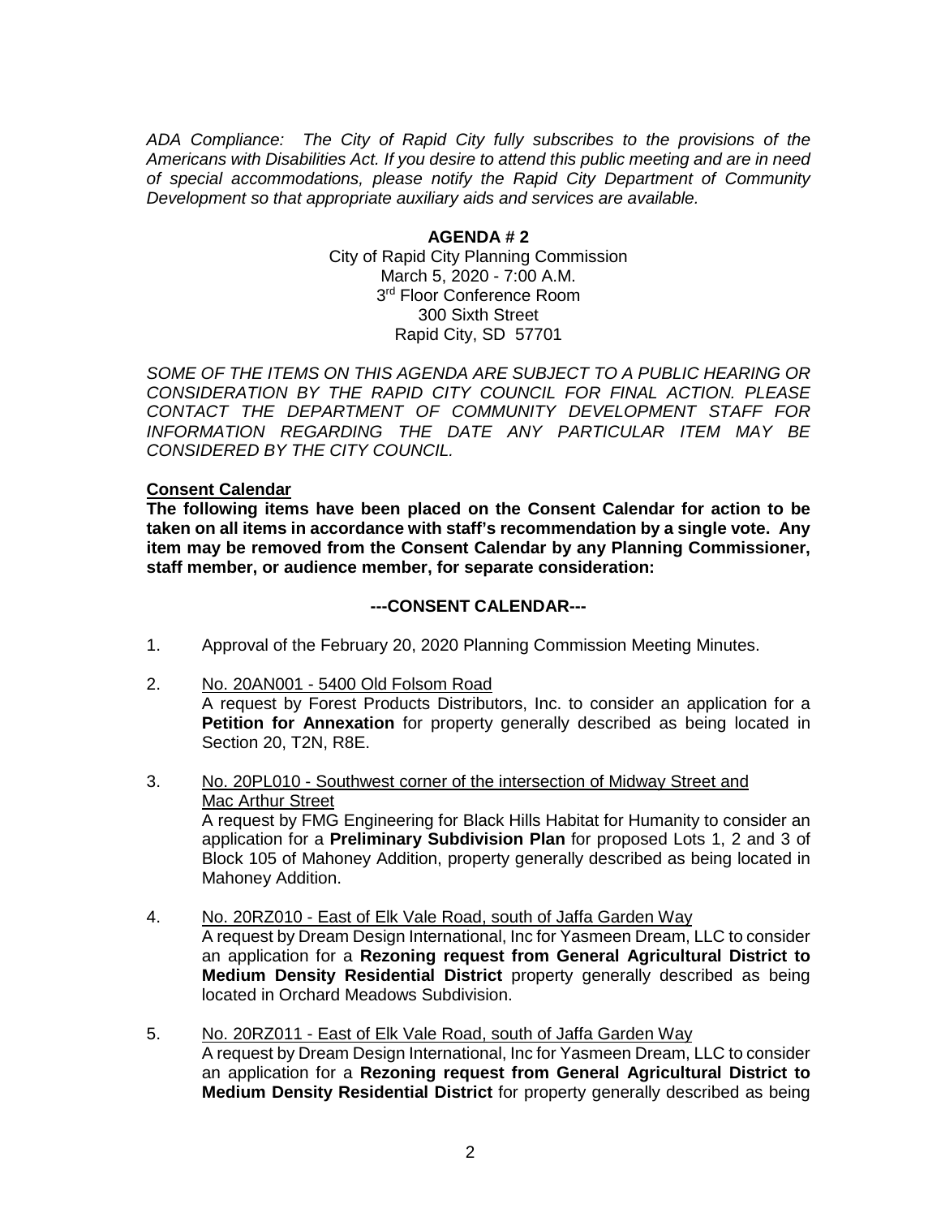*ADA Compliance: The City of Rapid City fully subscribes to the provisions of the Americans with Disabilities Act. If you desire to attend this public meeting and are in need of special accommodations, please notify the Rapid City Department of Community Development so that appropriate auxiliary aids and services are available.*

**AGENDA # 2**

City of Rapid City Planning Commission
March 5, 2020 - 7:00 A.M.
3rd Floor Conference Room
300 Sixth Street
Rapid City, SD 57701

*SOME OF THE ITEMS ON THIS AGENDA ARE SUBJECT TO A PUBLIC HEARING OR CONSIDERATION BY THE RAPID CITY COUNCIL FOR FINAL ACTION. PLEASE CONTACT THE DEPARTMENT OF COMMUNITY DEVELOPMENT STAFF FOR INFORMATION REGARDING THE DATE ANY PARTICULAR ITEM MAY BE CONSIDERED BY THE CITY COUNCIL.*

**Consent Calendar**

**The following items have been placed on the Consent Calendar for action to be taken on all items in accordance with staff's recommendation by a single vote. Any item may be removed from the Consent Calendar by any Planning Commissioner, staff member, or audience member, for separate consideration:**

**---CONSENT CALENDAR---**

1. Approval of the February 20, 2020 Planning Commission Meeting Minutes.

2. No. 20AN001 - 5400 Old Folsom Road
   A request by Forest Products Distributors, Inc. to consider an application for a **Petition for Annexation** for property generally described as being located in Section 20, T2N, R8E.

3. No. 20PL010 - Southwest corner of the intersection of Midway Street and Mac Arthur Street
   A request by FMG Engineering for Black Hills Habitat for Humanity to consider an application for a **Preliminary Subdivision Plan** for proposed Lots 1, 2 and 3 of Block 105 of Mahoney Addition, property generally described as being located in Mahoney Addition.

4. No. 20RZ010 - East of Elk Vale Road, south of Jaffa Garden Way
   A request by Dream Design International, Inc for Yasmeen Dream, LLC to consider an application for a **Rezoning request from General Agricultural District to Medium Density Residential District** property generally described as being located in Orchard Meadows Subdivision.

5. No. 20RZ011 - East of Elk Vale Road, south of Jaffa Garden Way
   A request by Dream Design International, Inc for Yasmeen Dream, LLC to consider an application for a **Rezoning request from General Agricultural District to Medium Density Residential District** for property generally described as being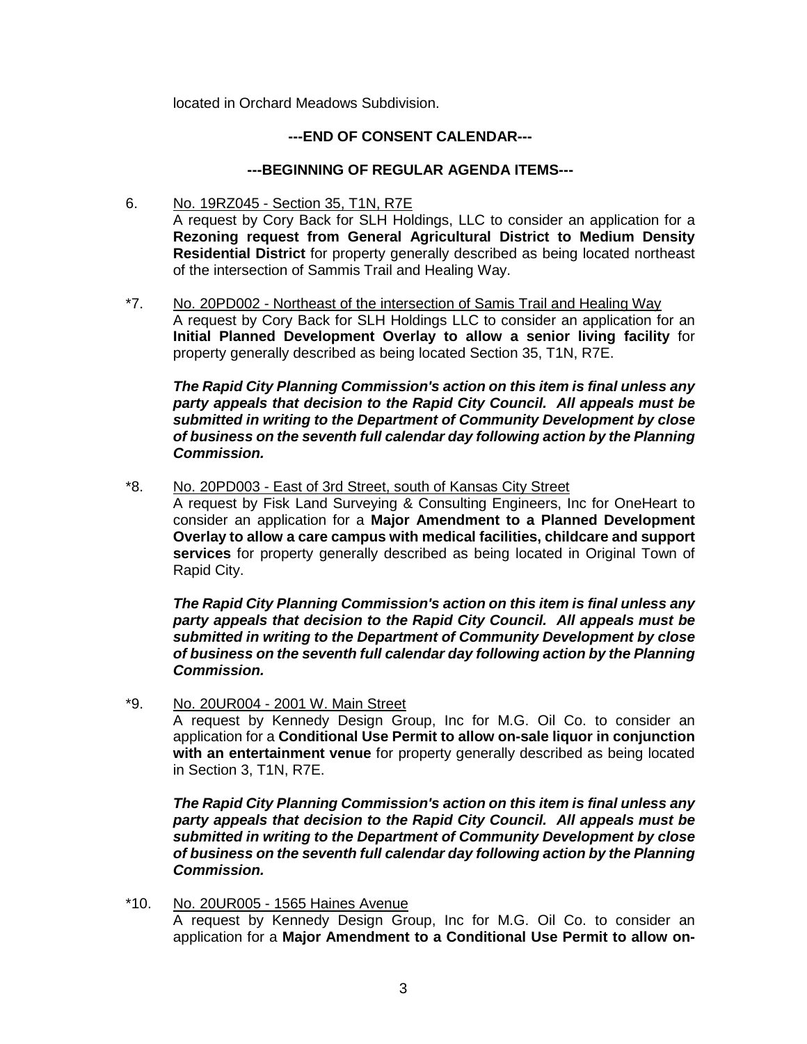located in Orchard Meadows Subdivision.

**---END OF CONSENT CALENDAR---**

**---BEGINNING OF REGULAR AGENDA ITEMS---**

6. No. 19RZ045 - Section 35, T1N, R7E
   A request by Cory Back for SLH Holdings, LLC to consider an application for a **Rezoning request from General Agricultural District to Medium Density Residential District** for property generally described as being located northeast of the intersection of Sammis Trail and Healing Way.

*7. No. 20PD002 - Northeast of the intersection of Samis Trail and Healing Way
   A request by Cory Back for SLH Holdings LLC to consider an application for an **Initial Planned Development Overlay to allow a senior living facility** for property generally described as being located Section 35, T1N, R7E.

   ***The Rapid City Planning Commission's action on this item is final unless any party appeals that decision to the Rapid City Council. All appeals must be submitted in writing to the Department of Community Development by close of business on the seventh full calendar day following action by the Planning Commission.***

*8. No. 20PD003 - East of 3rd Street, south of Kansas City Street
   A request by Fisk Land Surveying & Consulting Engineers, Inc for OneHeart to consider an application for a **Major Amendment to a Planned Development Overlay to allow a care campus with medical facilities, childcare and support services** for property generally described as being located in Original Town of Rapid City.

   ***The Rapid City Planning Commission's action on this item is final unless any party appeals that decision to the Rapid City Council. All appeals must be submitted in writing to the Department of Community Development by close of business on the seventh full calendar day following action by the Planning Commission.***

*9. No. 20UR004 - 2001 W. Main Street
   A request by Kennedy Design Group, Inc for M.G. Oil Co. to consider an application for a **Conditional Use Permit to allow on-sale liquor in conjunction with an entertainment venue** for property generally described as being located in Section 3, T1N, R7E.

   ***The Rapid City Planning Commission's action on this item is final unless any party appeals that decision to the Rapid City Council. All appeals must be submitted in writing to the Department of Community Development by close of business on the seventh full calendar day following action by the Planning Commission.***

*10. No. 20UR005 - 1565 Haines Avenue
   A request by Kennedy Design Group, Inc for M.G. Oil Co. to consider an application for a **Major Amendment to a Conditional Use Permit to allow on-**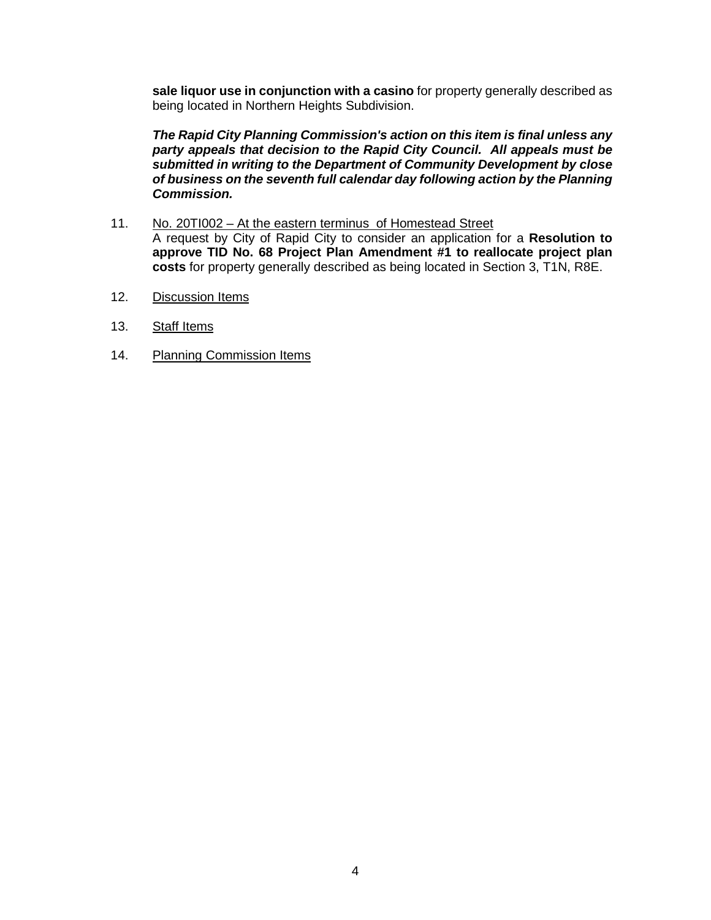**sale liquor use in conjunction with a casino** for property generally described as being located in Northern Heights Subdivision.

***The Rapid City Planning Commission's action on this item is final unless any party appeals that decision to the Rapid City Council. All appeals must be submitted in writing to the Department of Community Development by close of business on the seventh full calendar day following action by the Planning Commission.***

11. No. 20TI002 – At the eastern terminus of Homestead Street
    A request by City of Rapid City to consider an application for a **Resolution to approve TID No. 68 Project Plan Amendment #1 to reallocate project plan costs** for property generally described as being located in Section 3, T1N, R8E.

12. Discussion Items

13. Staff Items

14. Planning Commission Items